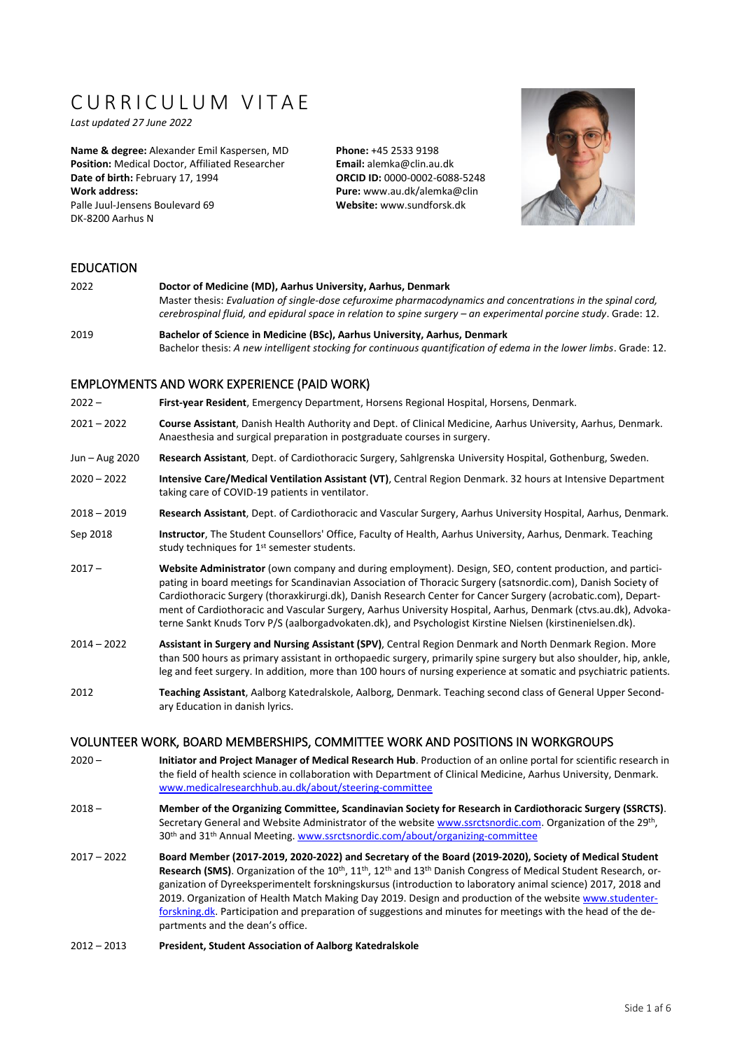# CURRICULUM VITAE

*Last updated 27 June 2022*

**Name & degree:** Alexander Emil Kaspersen, MD
**Position:** Medical Doctor, Affiliated Researcher
**Date of birth:** February 17, 1994
**Work address:**
Palle Juul-Jensens Boulevard 69
DK-8200 Aarhus N

**Phone:** +45 2533 9198
**Email:** alemka@clin.au.dk
**ORCID ID:** 0000-0002-6088-5248
**Pure:** www.au.dk/alemka@clin
**Website:** www.sundforsk.dk

## EDUCATION

2022 — **Doctor of Medicine (MD), Aarhus University, Aarhus, Denmark**
Master thesis: *Evaluation of single-dose cefuroxime pharmacodynamics and concentrations in the spinal cord, cerebrospinal fluid, and epidural space in relation to spine surgery – an experimental porcine study*. Grade: 12.

2019 — **Bachelor of Science in Medicine (BSc), Aarhus University, Aarhus, Denmark**
Bachelor thesis: *A new intelligent stocking for continuous quantification of edema in the lower limbs*. Grade: 12.

## EMPLOYMENTS AND WORK EXPERIENCE (PAID WORK)

2022 – — **First-year Resident**, Emergency Department, Horsens Regional Hospital, Horsens, Denmark.

2021 – 2022 — **Course Assistant**, Danish Health Authority and Dept. of Clinical Medicine, Aarhus University, Aarhus, Denmark. Anaesthesia and surgical preparation in postgraduate courses in surgery.

Jun – Aug 2020 — **Research Assistant**, Dept. of Cardiothoracic Surgery, Sahlgrenska University Hospital, Gothenburg, Sweden.

2020 – 2022 — **Intensive Care/Medical Ventilation Assistant (VT)**, Central Region Denmark. 32 hours at Intensive Department taking care of COVID-19 patients in ventilator.

2018 – 2019 — **Research Assistant**, Dept. of Cardiothoracic and Vascular Surgery, Aarhus University Hospital, Aarhus, Denmark.

Sep 2018 — **Instructor**, The Student Counsellors' Office, Faculty of Health, Aarhus University, Aarhus, Denmark. Teaching study techniques for 1st semester students.

2017 – — **Website Administrator** (own company and during employment). Design, SEO, content production, and participating in board meetings for Scandinavian Association of Thoracic Surgery (satsnordic.com), Danish Society of Cardiothoracic Surgery (thoraxkirurgi.dk), Danish Research Center for Cancer Surgery (acrobatic.com), Department of Cardiothoracic and Vascular Surgery, Aarhus University Hospital, Aarhus, Denmark (ctvs.au.dk), Advokaterne Sankt Knuds Torv P/S (aalborgadvokaten.dk), and Psychologist Kirstine Nielsen (kirstinenielsen.dk).

2014 – 2022 — **Assistant in Surgery and Nursing Assistant (SPV)**, Central Region Denmark and North Denmark Region. More than 500 hours as primary assistant in orthopaedic surgery, primarily spine surgery but also shoulder, hip, ankle, leg and feet surgery. In addition, more than 100 hours of nursing experience at somatic and psychiatric patients.

2012 — **Teaching Assistant**, Aalborg Katedralskole, Aalborg, Denmark. Teaching second class of General Upper Secondary Education in danish lyrics.

## VOLUNTEER WORK, BOARD MEMBERSHIPS, COMMITTEE WORK AND POSITIONS IN WORKGROUPS

2020 – — **Initiator and Project Manager of Medical Research Hub**. Production of an online portal for scientific research in the field of health science in collaboration with Department of Clinical Medicine, Aarhus University, Denmark. www.medicalresearchhub.au.dk/about/steering-committee

2018 – — **Member of the Organizing Committee, Scandinavian Society for Research in Cardiothoracic Surgery (SSRCTS)**. Secretary General and Website Administrator of the website www.ssrctsnordic.com. Organization of the 29th, 30th and 31th Annual Meeting. www.ssrctsnordic.com/about/organizing-committee

2017 – 2022 — **Board Member (2017-2019, 2020-2022) and Secretary of the Board (2019-2020), Society of Medical Student Research (SMS)**. Organization of the 10th, 11th, 12th and 13th Danish Congress of Medical Student Research, organization of Dyreeksperimentelt forskningskursus (introduction to laboratory animal science) 2017, 2018 and 2019. Organization of Health Match Making Day 2019. Design and production of the website www.studenterforskning.dk. Participation and preparation of suggestions and minutes for meetings with the head of the departments and the dean's office.

2012 – 2013 — **President, Student Association of Aalborg Katedralskole**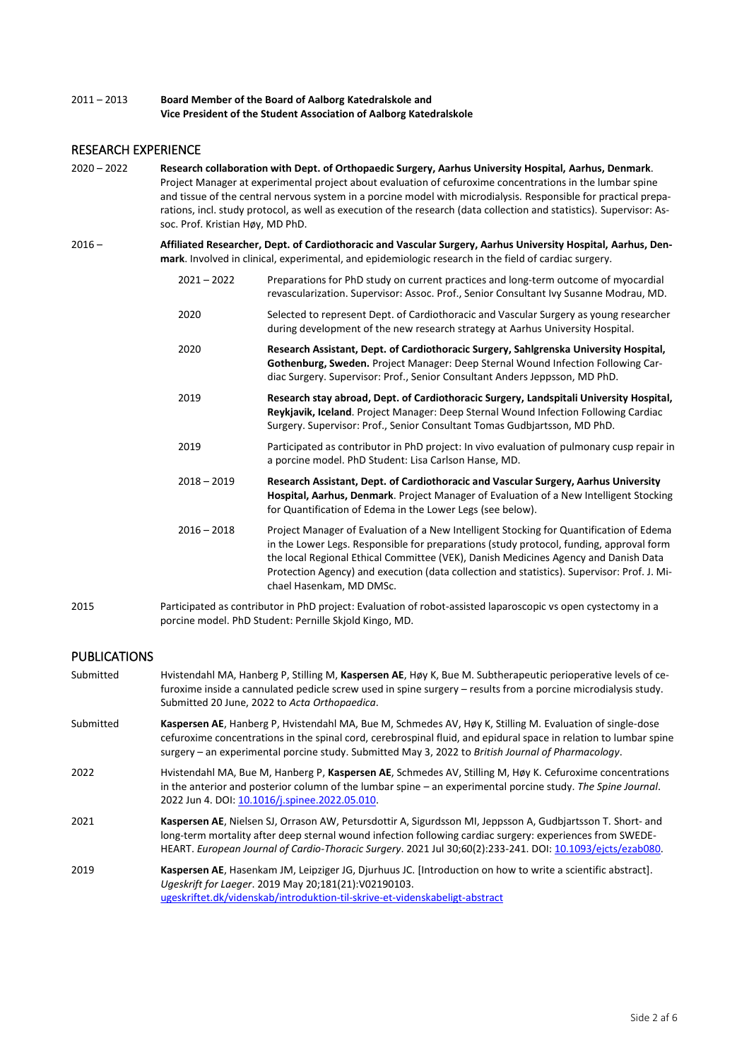2011 – 2013 **Board Member of the Board of Aalborg Katedralskole and Vice President of the Student Association of Aalborg Katedralskole**

## RESEARCH EXPERIENCE

2020 – 2022 **Research collaboration with Dept. of Orthopaedic Surgery, Aarhus University Hospital, Aarhus, Denmark**. Project Manager at experimental project about evaluation of cefuroxime concentrations in the lumbar spine and tissue of the central nervous system in a porcine model with microdialysis. Responsible for practical preparations, incl. study protocol, as well as execution of the research (data collection and statistics). Supervisor: Assoc. Prof. Kristian Høy, MD PhD.

2016 – **Affiliated Researcher, Dept. of Cardiothoracic and Vascular Surgery, Aarhus University Hospital, Aarhus, Denmark**. Involved in clinical, experimental, and epidemiologic research in the field of cardiac surgery.

- 2021 – 2022 Preparations for PhD study on current practices and long-term outcome of myocardial revascularization. Supervisor: Assoc. Prof., Senior Consultant Ivy Susanne Modrau, MD.
- 2020 Selected to represent Dept. of Cardiothoracic and Vascular Surgery as young researcher during development of the new research strategy at Aarhus University Hospital.
- 2020 **Research Assistant, Dept. of Cardiothoracic Surgery, Sahlgrenska University Hospital, Gothenburg, Sweden.** Project Manager: Deep Sternal Wound Infection Following Cardiac Surgery. Supervisor: Prof., Senior Consultant Anders Jeppsson, MD PhD.
- 2019 **Research stay abroad, Dept. of Cardiothoracic Surgery, Landspitali University Hospital, Reykjavik, Iceland**. Project Manager: Deep Sternal Wound Infection Following Cardiac Surgery. Supervisor: Prof., Senior Consultant Tomas Gudbjartsson, MD PhD.
- 2019 Participated as contributor in PhD project: In vivo evaluation of pulmonary cusp repair in a porcine model. PhD Student: Lisa Carlson Hanse, MD.
- 2018 – 2019 **Research Assistant, Dept. of Cardiothoracic and Vascular Surgery, Aarhus University Hospital, Aarhus, Denmark**. Project Manager of Evaluation of a New Intelligent Stocking for Quantification of Edema in the Lower Legs (see below).
- 2016 – 2018 Project Manager of Evaluation of a New Intelligent Stocking for Quantification of Edema in the Lower Legs. Responsible for preparations (study protocol, funding, approval form the local Regional Ethical Committee (VEK), Danish Medicines Agency and Danish Data Protection Agency) and execution (data collection and statistics). Supervisor: Prof. J. Michael Hasenkam, MD DMSc.

2015 Participated as contributor in PhD project: Evaluation of robot-assisted laparoscopic vs open cystectomy in a porcine model. PhD Student: Pernille Skjold Kingo, MD.

## PUBLICATIONS

Submitted Hvistendahl MA, Hanberg P, Stilling M, **Kaspersen AE**, Høy K, Bue M. Subtherapeutic perioperative levels of cefuroxime inside a cannulated pedicle screw used in spine surgery – results from a porcine microdialysis study. Submitted 20 June, 2022 to *Acta Orthopaedica*.

Submitted **Kaspersen AE**, Hanberg P, Hvistendahl MA, Bue M, Schmedes AV, Høy K, Stilling M. Evaluation of single-dose cefuroxime concentrations in the spinal cord, cerebrospinal fluid, and epidural space in relation to lumbar spine surgery – an experimental porcine study. Submitted May 3, 2022 to *British Journal of Pharmacology*.

2022 Hvistendahl MA, Bue M, Hanberg P, **Kaspersen AE**, Schmedes AV, Stilling M, Høy K. Cefuroxime concentrations in the anterior and posterior column of the lumbar spine – an experimental porcine study. *The Spine Journal*. 2022 Jun 4. DOI: 10.1016/j.spinee.2022.05.010.

2021 **Kaspersen AE**, Nielsen SJ, Orrason AW, Petursdottir A, Sigurdsson MI, Jeppsson A, Gudbjartsson T. Short- and long-term mortality after deep sternal wound infection following cardiac surgery: experiences from SWEDEHEART. *European Journal of Cardio-Thoracic Surgery*. 2021 Jul 30;60(2):233-241. DOI: 10.1093/ejcts/ezab080.

2019 **Kaspersen AE**, Hasenkam JM, Leipziger JG, Djurhuus JC. [Introduction on how to write a scientific abstract]. *Ugeskrift for Laeger*. 2019 May 20;181(21):V02190103. ugeskriftet.dk/videnskab/introduktion-til-skrive-et-videnskabeligt-abstract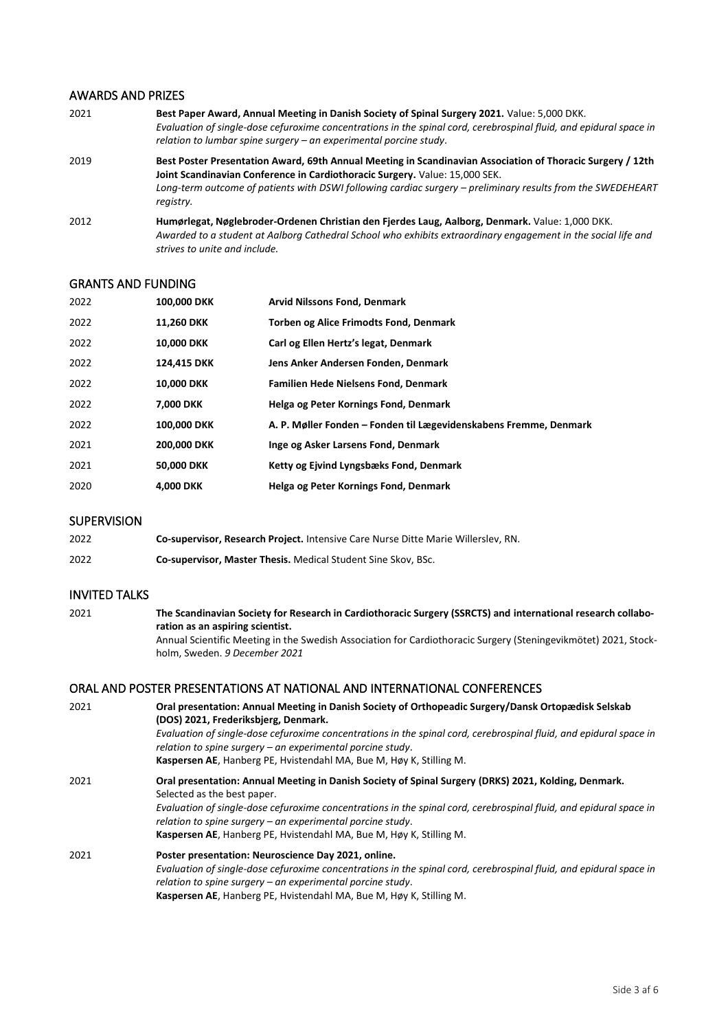## AWARDS AND PRIZES

2021 **Best Paper Award, Annual Meeting in Danish Society of Spinal Surgery 2021.** Value: 5,000 DKK.
*Evaluation of single-dose cefuroxime concentrations in the spinal cord, cerebrospinal fluid, and epidural space in relation to lumbar spine surgery – an experimental porcine study*.

2019 **Best Poster Presentation Award, 69th Annual Meeting in Scandinavian Association of Thoracic Surgery / 12th Joint Scandinavian Conference in Cardiothoracic Surgery.** Value: 15,000 SEK.
*Long-term outcome of patients with DSWI following cardiac surgery – preliminary results from the SWEDEHEART registry.*

2012 **Humørlegat, Nøglebroder-Ordenen Christian den Fjerdes Laug, Aalborg, Denmark.** Value: 1,000 DKK.
*Awarded to a student at Aalborg Cathedral School who exhibits extraordinary engagement in the social life and strives to unite and include.*

## GRANTS AND FUNDING

| | | |
|---|---|---|
| 2022 | **100,000 DKK** | **Arvid Nilssons Fond, Denmark** |
| 2022 | **11,260 DKK** | **Torben og Alice Frimodts Fond, Denmark** |
| 2022 | **10,000 DKK** | **Carl og Ellen Hertz's legat, Denmark** |
| 2022 | **124,415 DKK** | **Jens Anker Andersen Fonden, Denmark** |
| 2022 | **10,000 DKK** | **Familien Hede Nielsens Fond, Denmark** |
| 2022 | **7,000 DKK** | **Helga og Peter Kornings Fond, Denmark** |
| 2022 | **100,000 DKK** | **A. P. Møller Fonden – Fonden til Lægevidenskabens Fremme, Denmark** |
| 2021 | **200,000 DKK** | **Inge og Asker Larsens Fond, Denmark** |
| 2021 | **50,000 DKK** | **Ketty og Ejvind Lyngsbæks Fond, Denmark** |
| 2020 | **4,000 DKK** | **Helga og Peter Kornings Fond, Denmark** |

## SUPERVISION

2022 **Co-supervisor, Research Project.** Intensive Care Nurse Ditte Marie Willerslev, RN.

2022 **Co-supervisor, Master Thesis.** Medical Student Sine Skov, BSc.

## INVITED TALKS

2021 **The Scandinavian Society for Research in Cardiothoracic Surgery (SSRCTS) and international research collaboration as an aspiring scientist.**
Annual Scientific Meeting in the Swedish Association for Cardiothoracic Surgery (Steningevikmötet) 2021, Stockholm, Sweden. *9 December 2021*

## ORAL AND POSTER PRESENTATIONS AT NATIONAL AND INTERNATIONAL CONFERENCES

2021 **Oral presentation: Annual Meeting in Danish Society of Orthopeadic Surgery/Dansk Ortopædisk Selskab (DOS) 2021, Frederiksbjerg, Denmark.**
*Evaluation of single-dose cefuroxime concentrations in the spinal cord, cerebrospinal fluid, and epidural space in relation to spine surgery – an experimental porcine study*.
**Kaspersen AE**, Hanberg PE, Hvistendahl MA, Bue M, Høy K, Stilling M.

2021 **Oral presentation: Annual Meeting in Danish Society of Spinal Surgery (DRKS) 2021, Kolding, Denmark.**
Selected as the best paper.
*Evaluation of single-dose cefuroxime concentrations in the spinal cord, cerebrospinal fluid, and epidural space in relation to spine surgery – an experimental porcine study*.
**Kaspersen AE**, Hanberg PE, Hvistendahl MA, Bue M, Høy K, Stilling M.

2021 **Poster presentation: Neuroscience Day 2021, online.**
*Evaluation of single-dose cefuroxime concentrations in the spinal cord, cerebrospinal fluid, and epidural space in relation to spine surgery – an experimental porcine study*.
**Kaspersen AE**, Hanberg PE, Hvistendahl MA, Bue M, Høy K, Stilling M.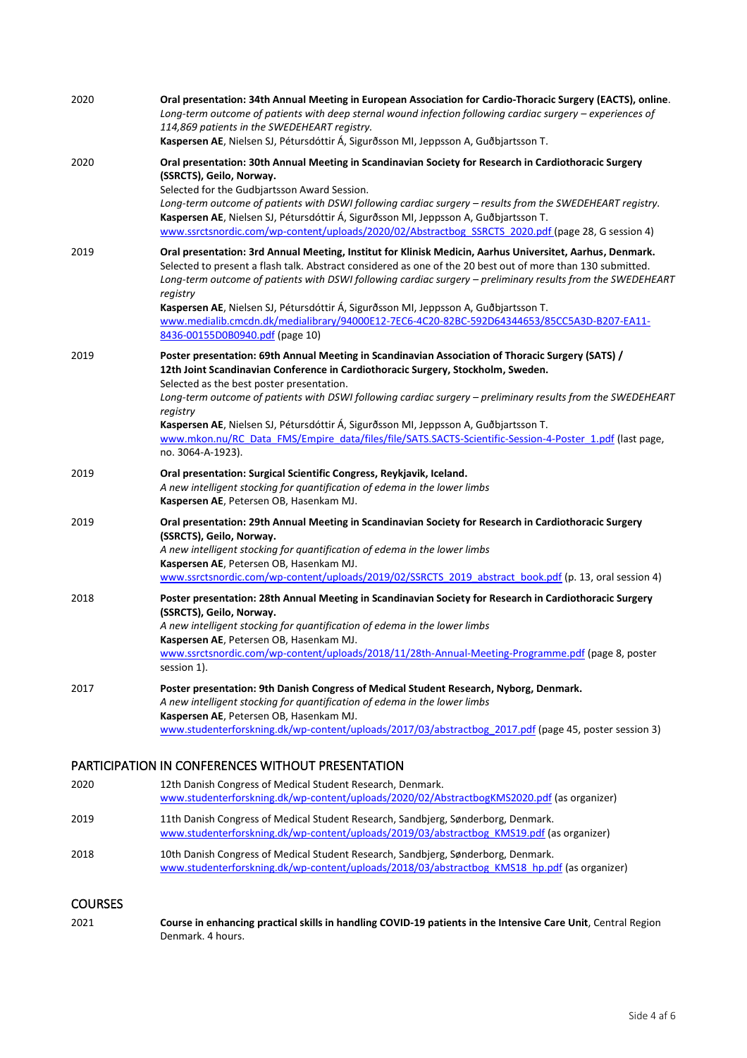| | |
|---|---|
| 2020 | **Oral presentation: 34th Annual Meeting in European Association for Cardio-Thoracic Surgery (EACTS), online**.<br>*Long-term outcome of patients with deep sternal wound infection following cardiac surgery – experiences of 114,869 patients in the SWEDEHEART registry.*<br>**Kaspersen AE**, Nielsen SJ, Pétursdóttir Á, Sigurðsson MI, Jeppsson A, Guðbjartsson T. |
| 2020 | **Oral presentation: 30th Annual Meeting in Scandinavian Society for Research in Cardiothoracic Surgery (SSRCTS), Geilo, Norway.**<br>Selected for the Gudbjartsson Award Session.<br>*Long-term outcome of patients with DSWI following cardiac surgery – results from the SWEDEHEART registry.*<br>**Kaspersen AE**, Nielsen SJ, Pétursdóttir Á, Sigurðsson MI, Jeppsson A, Guðbjartsson T.<br>www.ssrctsnordic.com/wp-content/uploads/2020/02/Abstractbog_SSRCTS_2020.pdf (page 28, G session 4) |
| 2019 | **Oral presentation: 3rd Annual Meeting, Institut for Klinisk Medicin, Aarhus Universitet, Aarhus, Denmark.**<br>Selected to present a flash talk. Abstract considered as one of the 20 best out of more than 130 submitted.<br>*Long-term outcome of patients with DSWI following cardiac surgery – preliminary results from the SWEDEHEART registry*<br>**Kaspersen AE**, Nielsen SJ, Pétursdóttir Á, Sigurðsson MI, Jeppsson A, Guðbjartsson T.<br>www.medialib.cmcdn.dk/medialibrary/94000E12-7EC6-4C20-82BC-592D64344653/85CC5A3D-B207-EA11-8436-00155D0B0940.pdf (page 10) |
| 2019 | **Poster presentation: 69th Annual Meeting in Scandinavian Association of Thoracic Surgery (SATS) / 12th Joint Scandinavian Conference in Cardiothoracic Surgery, Stockholm, Sweden.**<br>Selected as the best poster presentation.<br>*Long-term outcome of patients with DSWI following cardiac surgery – preliminary results from the SWEDEHEART registry*<br>**Kaspersen AE**, Nielsen SJ, Pétursdóttir Á, Sigurðsson MI, Jeppsson A, Guðbjartsson T.<br>www.mkon.nu/RC_Data_FMS/Empire_data/files/file/SATS.SACTS-Scientific-Session-4-Poster_1.pdf (last page, no. 3064-A-1923). |
| 2019 | **Oral presentation: Surgical Scientific Congress, Reykjavik, Iceland.**<br>*A new intelligent stocking for quantification of edema in the lower limbs*<br>**Kaspersen AE**, Petersen OB, Hasenkam MJ. |
| 2019 | **Oral presentation: 29th Annual Meeting in Scandinavian Society for Research in Cardiothoracic Surgery (SSRCTS), Geilo, Norway.**<br>*A new intelligent stocking for quantification of edema in the lower limbs*<br>**Kaspersen AE**, Petersen OB, Hasenkam MJ.<br>www.ssrctsnordic.com/wp-content/uploads/2019/02/SSRCTS_2019_abstract_book.pdf (p. 13, oral session 4) |
| 2018 | **Poster presentation: 28th Annual Meeting in Scandinavian Society for Research in Cardiothoracic Surgery (SSRCTS), Geilo, Norway.**<br>*A new intelligent stocking for quantification of edema in the lower limbs*<br>**Kaspersen AE**, Petersen OB, Hasenkam MJ.<br>www.ssrctsnordic.com/wp-content/uploads/2018/11/28th-Annual-Meeting-Programme.pdf (page 8, poster session 1). |
| 2017 | **Poster presentation: 9th Danish Congress of Medical Student Research, Nyborg, Denmark.**<br>*A new intelligent stocking for quantification of edema in the lower limbs*<br>**Kaspersen AE**, Petersen OB, Hasenkam MJ.<br>www.studenterforskning.dk/wp-content/uploads/2017/03/abstractbog_2017.pdf (page 45, poster session 3) |

## PARTICIPATION IN CONFERENCES WITHOUT PRESENTATION

| | |
|---|---|
| 2020 | 12th Danish Congress of Medical Student Research, Denmark.<br>www.studenterforskning.dk/wp-content/uploads/2020/02/AbstractbogKMS2020.pdf (as organizer) |
| 2019 | 11th Danish Congress of Medical Student Research, Sandbjerg, Sønderborg, Denmark.<br>www.studenterforskning.dk/wp-content/uploads/2019/03/abstractbog_KMS19.pdf (as organizer) |
| 2018 | 10th Danish Congress of Medical Student Research, Sandbjerg, Sønderborg, Denmark.<br>www.studenterforskning.dk/wp-content/uploads/2018/03/abstractbog_KMS18_hp.pdf (as organizer) |

## COURSES

| | |
|---|---|
| 2021 | **Course in enhancing practical skills in handling COVID-19 patients in the Intensive Care Unit**, Central Region Denmark. 4 hours. |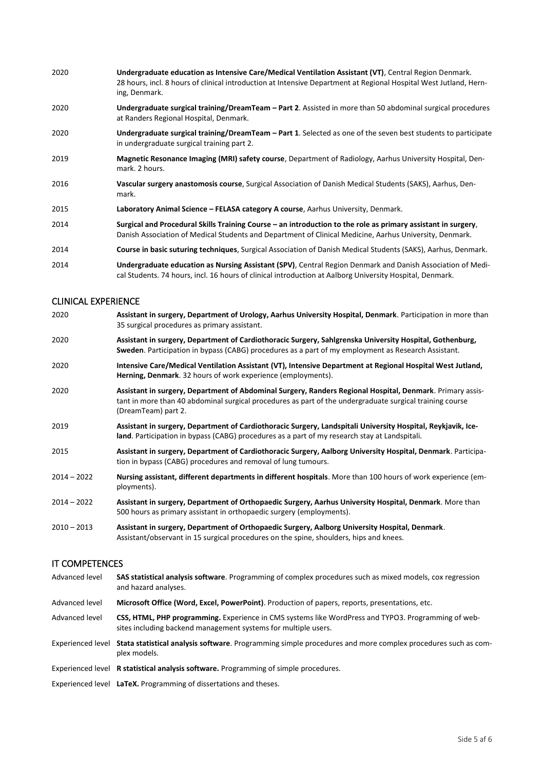2020 **Undergraduate education as Intensive Care/Medical Ventilation Assistant (VT)**, Central Region Denmark. 28 hours, incl. 8 hours of clinical introduction at Intensive Department at Regional Hospital West Jutland, Herning, Denmark.

2020 **Undergraduate surgical training/DreamTeam – Part 2**. Assisted in more than 50 abdominal surgical procedures at Randers Regional Hospital, Denmark.

2020 **Undergraduate surgical training/DreamTeam – Part 1**. Selected as one of the seven best students to participate in undergraduate surgical training part 2.

2019 **Magnetic Resonance Imaging (MRI) safety course**, Department of Radiology, Aarhus University Hospital, Denmark. 2 hours.

2016 **Vascular surgery anastomosis course**, Surgical Association of Danish Medical Students (SAKS), Aarhus, Denmark.

2015 **Laboratory Animal Science – FELASA category A course**, Aarhus University, Denmark.

2014 **Surgical and Procedural Skills Training Course – an introduction to the role as primary assistant in surgery**, Danish Association of Medical Students and Department of Clinical Medicine, Aarhus University, Denmark.

2014 **Course in basic suturing techniques**, Surgical Association of Danish Medical Students (SAKS), Aarhus, Denmark.

2014 **Undergraduate education as Nursing Assistant (SPV)**, Central Region Denmark and Danish Association of Medical Students. 74 hours, incl. 16 hours of clinical introduction at Aalborg University Hospital, Denmark.

## CLINICAL EXPERIENCE

2020 **Assistant in surgery, Department of Urology, Aarhus University Hospital, Denmark**. Participation in more than 35 surgical procedures as primary assistant.

2020 **Assistant in surgery, Department of Cardiothoracic Surgery, Sahlgrenska University Hospital, Gothenburg, Sweden**. Participation in bypass (CABG) procedures as a part of my employment as Research Assistant.

2020 **Intensive Care/Medical Ventilation Assistant (VT), Intensive Department at Regional Hospital West Jutland, Herning, Denmark**. 32 hours of work experience (employments).

2020 **Assistant in surgery, Department of Abdominal Surgery, Randers Regional Hospital, Denmark**. Primary assistant in more than 40 abdominal surgical procedures as part of the undergraduate surgical training course (DreamTeam) part 2.

2019 **Assistant in surgery, Department of Cardiothoracic Surgery, Landspitali University Hospital, Reykjavik, Iceland**. Participation in bypass (CABG) procedures as a part of my research stay at Landspitali.

2015 **Assistant in surgery, Department of Cardiothoracic Surgery, Aalborg University Hospital, Denmark**. Participation in bypass (CABG) procedures and removal of lung tumours.

2014 – 2022 **Nursing assistant, different departments in different hospitals**. More than 100 hours of work experience (employments).

2014 – 2022 **Assistant in surgery, Department of Orthopaedic Surgery, Aarhus University Hospital, Denmark**. More than 500 hours as primary assistant in orthopaedic surgery (employments).

2010 – 2013 **Assistant in surgery, Department of Orthopaedic Surgery, Aalborg University Hospital, Denmark**. Assistant/observant in 15 surgical procedures on the spine, shoulders, hips and knees.

## IT COMPETENCES

Advanced level **SAS statistical analysis software**. Programming of complex procedures such as mixed models, cox regression and hazard analyses.

Advanced level **Microsoft Office (Word, Excel, PowerPoint)**. Production of papers, reports, presentations, etc.

Advanced level **CSS, HTML, PHP programming.** Experience in CMS systems like WordPress and TYPO3. Programming of websites including backend management systems for multiple users.

Experienced level **Stata statistical analysis software**. Programming simple procedures and more complex procedures such as complex models.

Experienced level **R statistical analysis software.** Programming of simple procedures.

Experienced level **LaTeX.** Programming of dissertations and theses.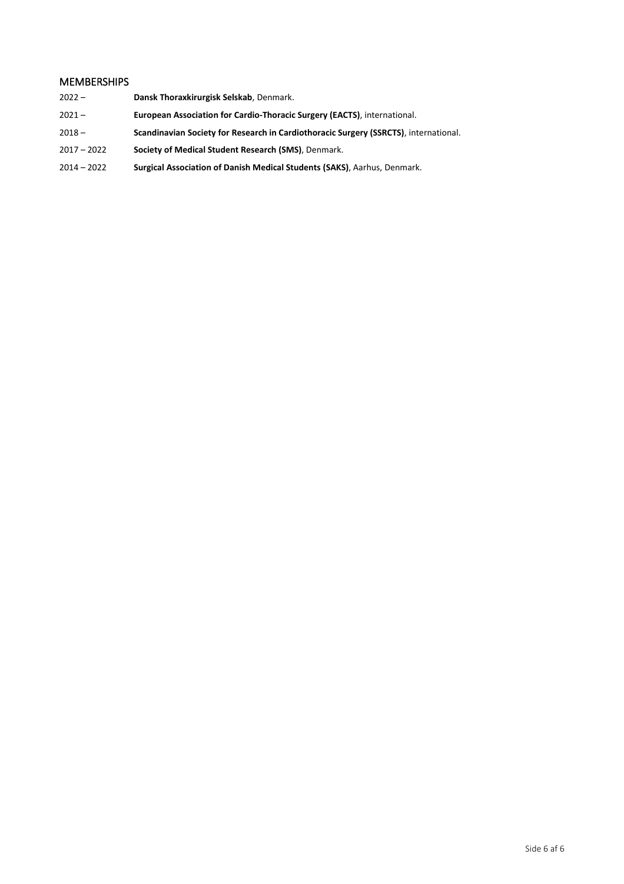## MEMBERSHIPS

2022 – **Dansk Thoraxkirurgisk Selskab**, Denmark.

2021 – **European Association for Cardio-Thoracic Surgery (EACTS)**, international.

2018 – **Scandinavian Society for Research in Cardiothoracic Surgery (SSRCTS)**, international.

2017 – 2022 **Society of Medical Student Research (SMS)**, Denmark.

2014 – 2022 **Surgical Association of Danish Medical Students (SAKS)**, Aarhus, Denmark.